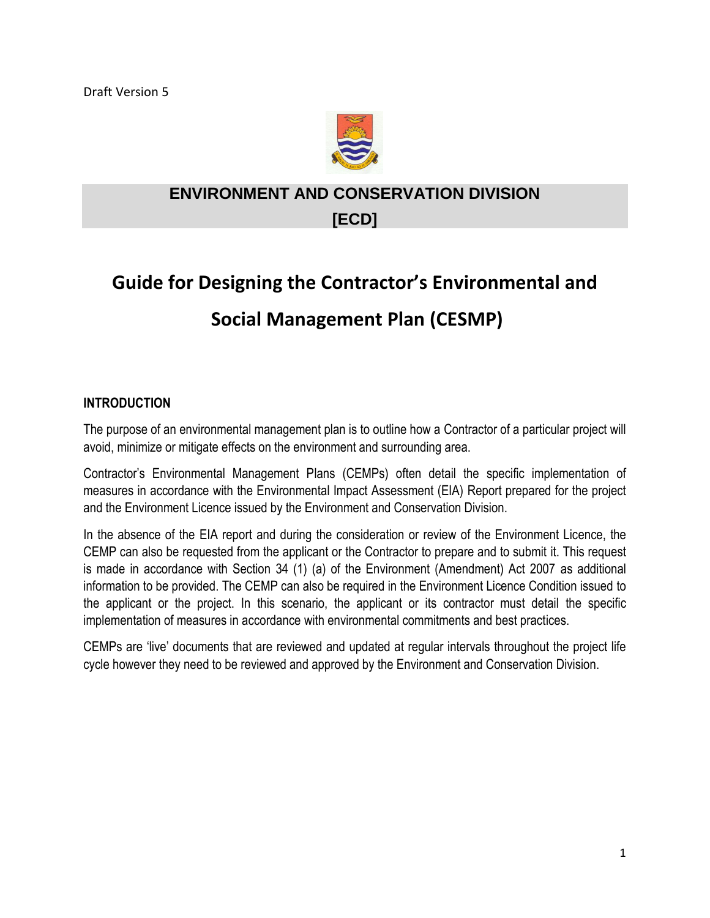Draft Version 5

**ENVIRONMENT AND CONSERVATION DIVISION**

**[ECD]**

# Guide for Designing the Contractor's Environmental and Social Management Plan (CESMP)

## INTRODUCTION

The purpose of an environmental management plan is to outline how a Contractor of a particular project will avoid, minimize or mitigate effects on the environment and surrounding area.

Contractor's Environmental Management Plans (CEMPs) often detail the specific implementation of measures in accordance with the Environmental Impact Assessment (EIA) Report prepared for the project and the Environment Licence issued by the Environment and Conservation Division.

In the absence of the EIA report and during the consideration or review of the Environment Licence, the CEMP can also be requested from the applicant or the Contractor to prepare and to submit it. This request is made in accordance with Section 34 (1) (a) of the Environment (Amendment) Act 2007 as additional information to be provided. The CEMP can also be required in the Environment Licence Condition issued to the applicant or the project. In this scenario, the applicant or its contractor must detail the specific implementation of measures in accordance with environmental commitments and best practices.

CEMPs are 'live' documents that are reviewed and updated at regular intervals throughout the project life cycle however they need to be reviewed and approved by the Environment and Conservation Division.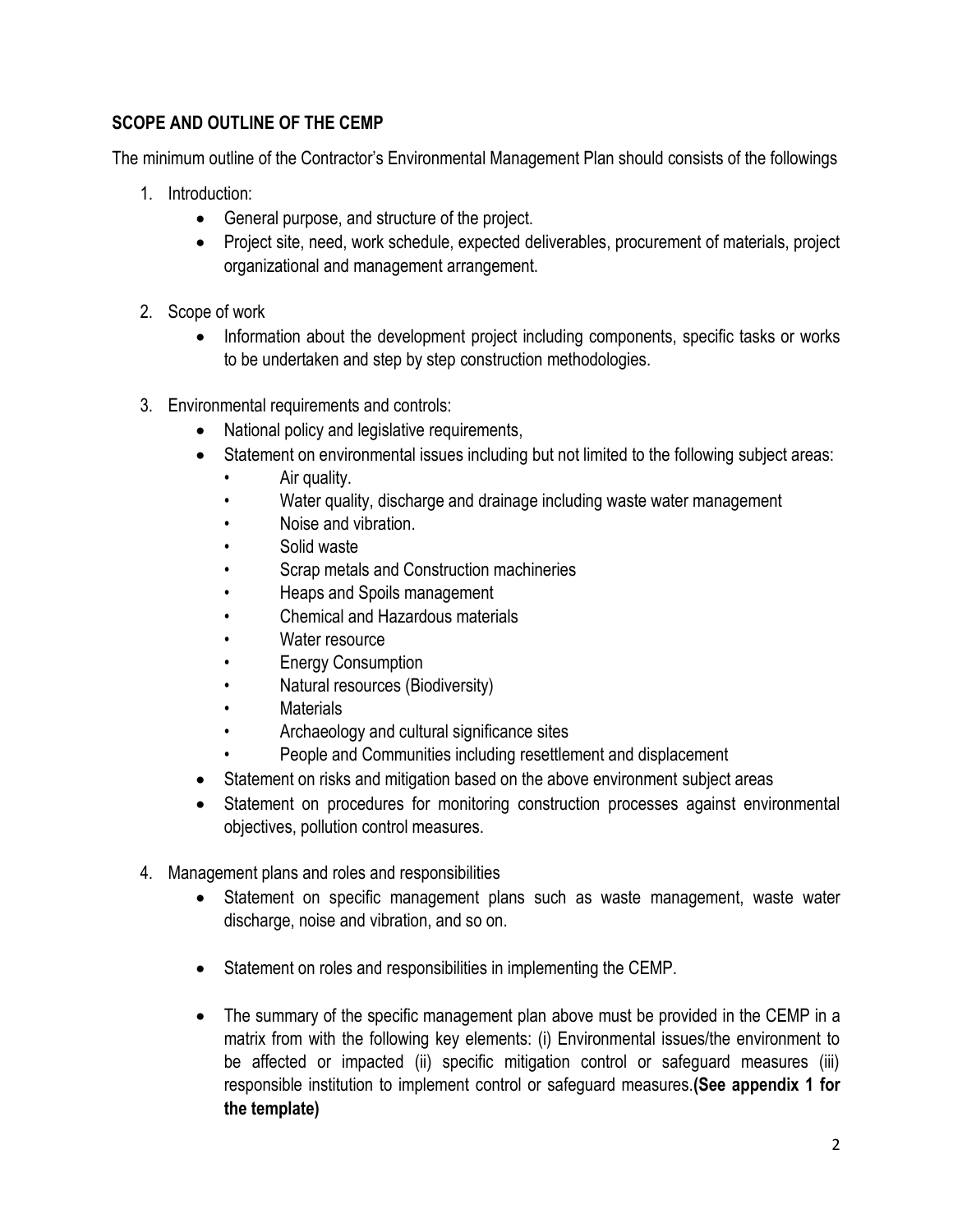## SCOPE AND OUTLINE OF THE CEMP

The minimum outline of the Contractor's Environmental Management Plan should consists of the followings

1. Introduction:
   - General purpose, and structure of the project.
   - Project site, need, work schedule, expected deliverables, procurement of materials, project organizational and management arrangement.

2. Scope of work
   - Information about the development project including components, specific tasks or works to be undertaken and step by step construction methodologies.

3. Environmental requirements and controls:
   - National policy and legislative requirements,
   - Statement on environmental issues including but not limited to the following subject areas:
     - Air quality.
     - Water quality, discharge and drainage including waste water management
     - Noise and vibration.
     - Solid waste
     - Scrap metals and Construction machineries
     - Heaps and Spoils management
     - Chemical and Hazardous materials
     - Water resource
     - Energy Consumption
     - Natural resources (Biodiversity)
     - Materials
     - Archaeology and cultural significance sites
     - People and Communities including resettlement and displacement
   - Statement on risks and mitigation based on the above environment subject areas
   - Statement on procedures for monitoring construction processes against environmental objectives, pollution control measures.

4. Management plans and roles and responsibilities
   - Statement on specific management plans such as waste management, waste water discharge, noise and vibration, and so on.

   - Statement on roles and responsibilities in implementing the CEMP.

   - The summary of the specific management plan above must be provided in the CEMP in a matrix from with the following key elements: (i) Environmental issues/the environment to be affected or impacted (ii) specific mitigation control or safeguard measures (iii) responsible institution to implement control or safeguard measures.**(See appendix 1 for the template)**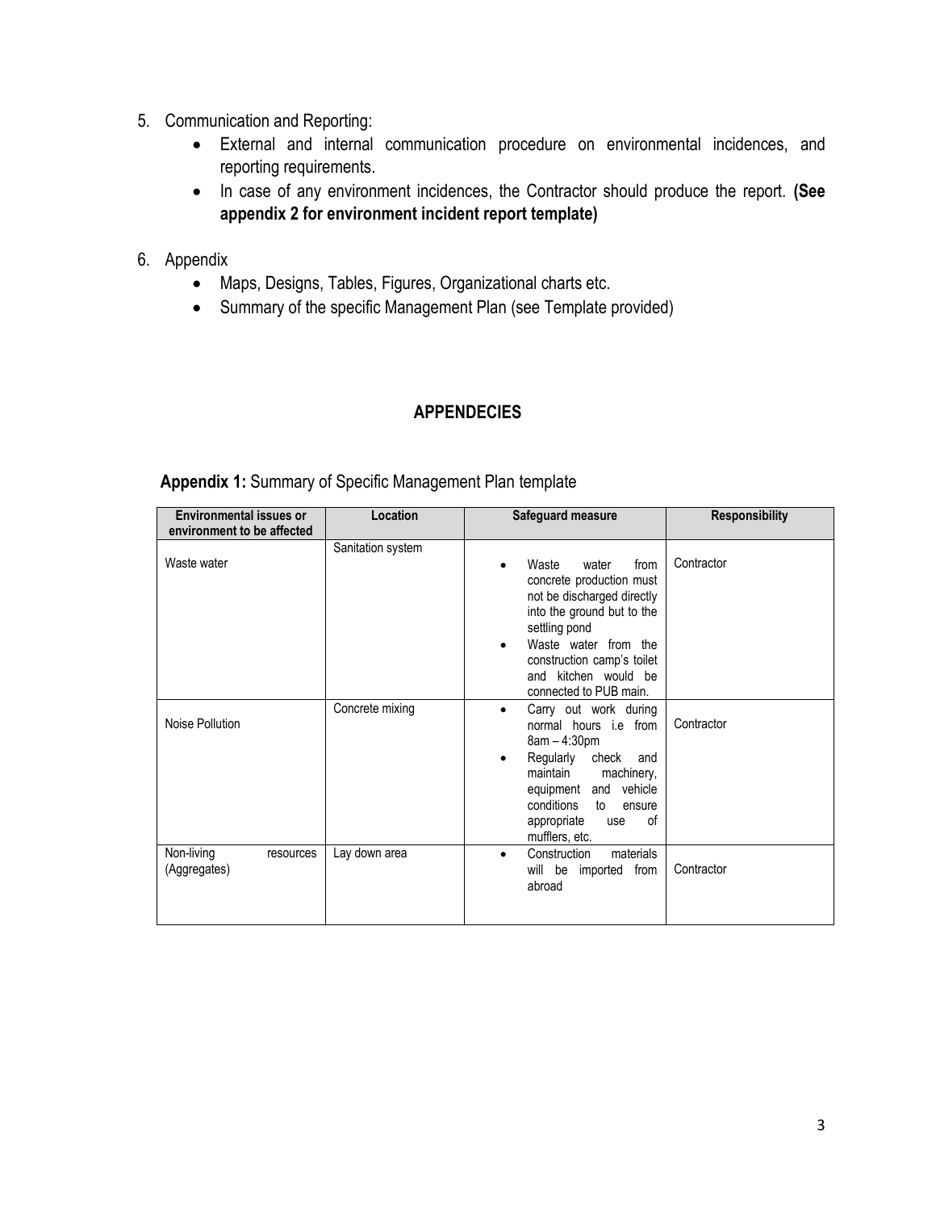5. Communication and Reporting:
    - External and internal communication procedure on environmental incidences, and reporting requirements.
    - In case of any environment incidences, the Contractor should produce the report. **(See appendix 2 for environment incident report template)**

6. Appendix
    - Maps, Designs, Tables, Figures, Organizational charts etc.
    - Summary of the specific Management Plan (see Template provided)

## APPENDECIES

**Appendix 1:** Summary of Specific Management Plan template

| Environmental issues or environment to be affected | Location | Safeguard measure | Responsibility |
|---|---|---|---|
| Waste water | Sanitation system | • Waste water from concrete production must not be discharged directly into the ground but to the settling pond<br>• Waste water from the construction camp's toilet and kitchen would be connected to PUB main. | Contractor |
| Noise Pollution | Concrete mixing | • Carry out work during normal hours i.e from 8am – 4:30pm<br>• Regularly check and maintain machinery, equipment and vehicle conditions to ensure appropriate use of mufflers, etc. | Contractor |
| Non-living resources (Aggregates) | Lay down area | • Construction materials will be imported from abroad | Contractor |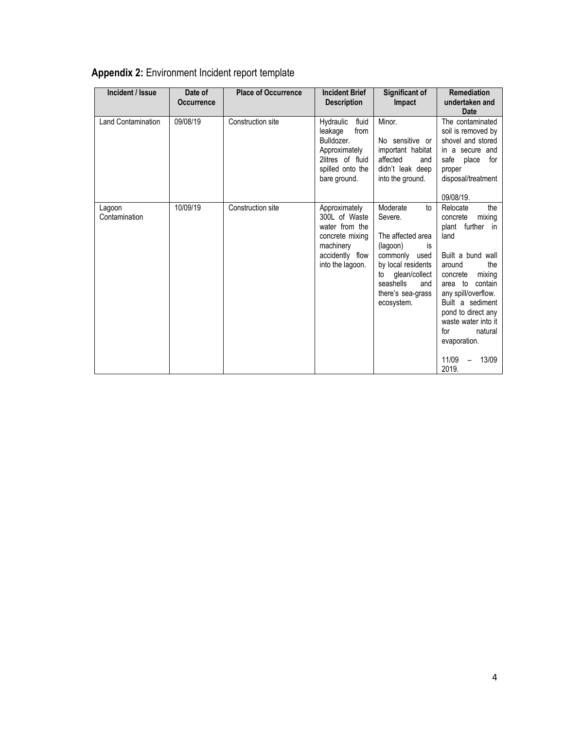**Appendix 2:** Environment Incident report template

| Incident / Issue | Date of Occurrence | Place of Occurrence | Incident Brief Description | Significant of Impact | Remediation undertaken and Date |
|---|---|---|---|---|---|
| Land Contamination | 09/08/19 | Construction site | Hydraulic fluid leakage from Bulldozer. Approximately 2litres of fluid spilled onto the bare ground. | Minor.<br><br>No sensitive or important habitat affected and didn't leak deep into the ground. | The contaminated soil is removed by shovel and stored in a secure and safe place for proper disposal/treatment<br><br>09/08/19. |
| Lagoon Contamination | 10/09/19 | Construction site | Approximately 300L of Waste water from the concrete mixing machinery accidently flow into the lagoon. | Moderate to Severe.<br><br>The affected area (lagoon) is commonly used by local residents to glean/collect seashells and there's sea-grass ecosystem. | Relocate the concrete mixing plant further in land<br><br>Built a bund wall around the concrete mixing area to contain any spill/overflow. Built a sediment pond to direct any waste water into it for natural evaporation.<br><br>11/09 – 13/09 2019. |